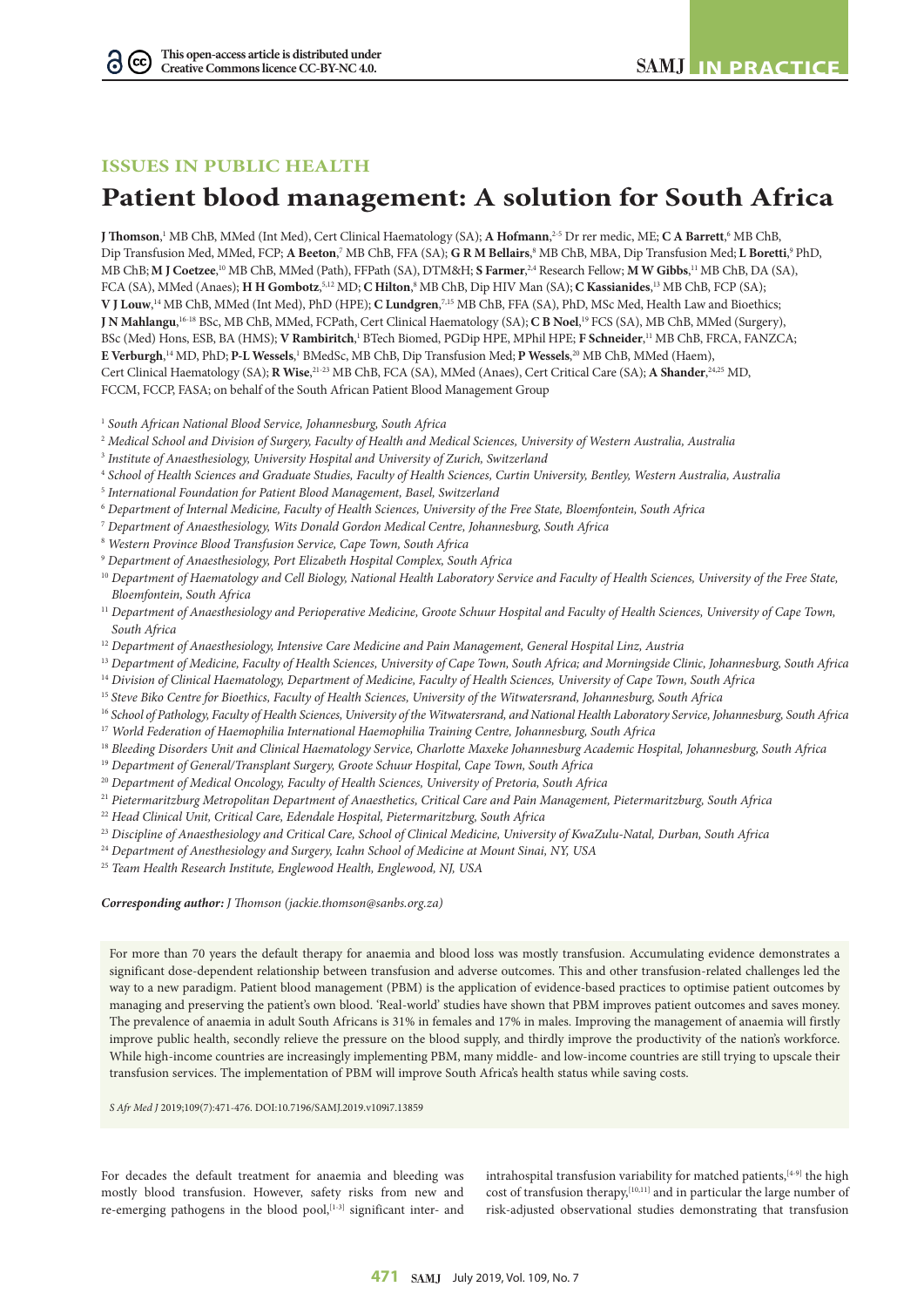This open-access article is distributed under Creative Commons licence CC-BY-NC 4.0.

**ISSUES IN PUBLIC HEALTH**

# Patient blood management: A solution for South Africa

**J Thomson**,[1] MB ChB, MMed (Int Med), Cert Clinical Haematology (SA); **A Hofmann**,[2-5] Dr rer medic, ME; **C A Barrett**,[6] MB ChB, Dip Transfusion Med, MMed, FCP; **A Beeton**,[7] MB ChB, FFA (SA); **G R M Bellairs**,[8] MB ChB, MBA, Dip Transfusion Med; **L Boretti**,[9] PhD, MB ChB; **M J Coetzee**,[10] MB ChB, MMed (Path), FFPath (SA), DTM&H; **S Farmer**,[2,4] Research Fellow; **M W Gibbs**,[11] MB ChB, DA (SA), FCA (SA), MMed (Anaes); **H H Gombotz**,[5,12] MD; **C Hilton**,[8] MB ChB, Dip HIV Man (SA); **C Kassianides**,[13] MB ChB, FCP (SA); **V J Louw**,[14] MB ChB, MMed (Int Med), PhD (HPE); **C Lundgren**,[7,15] MB ChB, FFA (SA), PhD, MSc Med, Health Law and Bioethics; **J N Mahlangu**,[16-18] BSc, MB ChB, MMed, FCPath, Cert Clinical Haematology (SA); **C B Noel**,[19] FCS (SA), MB ChB, MMed (Surgery), BSc (Med) Hons, ESB, BA (HMS); **V Rambiritch**,[1] BTech Biomed, PGDip HPE, MPhil HPE; **F Schneider**,[11] MB ChB, FRCA, FANZCA; **E Verburgh**,[14] MD, PhD; **P-L Wessels**,[1] BMedSc, MB ChB, Dip Transfusion Med; **P Wessels**,[20] MB ChB, MMed (Haem), Cert Clinical Haematology (SA); **R Wise**,[21-23] MB ChB, FCA (SA), MMed (Anaes), Cert Critical Care (SA); **A Shander**,[24,25] MD, FCCM, FCCP, FASA; on behalf of the South African Patient Blood Management Group

[1] *South African National Blood Service, Johannesburg, South Africa*
[2] *Medical School and Division of Surgery, Faculty of Health and Medical Sciences, University of Western Australia, Australia*
[3] *Institute of Anaesthesiology, University Hospital and University of Zurich, Switzerland*
[4] *School of Health Sciences and Graduate Studies, Faculty of Health Sciences, Curtin University, Bentley, Western Australia, Australia*
[5] *International Foundation for Patient Blood Management, Basel, Switzerland*
[6] *Department of Internal Medicine, Faculty of Health Sciences, University of the Free State, Bloemfontein, South Africa*
[7] *Department of Anaesthesiology, Wits Donald Gordon Medical Centre, Johannesburg, South Africa*
[8] *Western Province Blood Transfusion Service, Cape Town, South Africa*
[9] *Department of Anaesthesiology, Port Elizabeth Hospital Complex, South Africa*
[10] *Department of Haematology and Cell Biology, National Health Laboratory Service and Faculty of Health Sciences, University of the Free State, Bloemfontein, South Africa*
[11] *Department of Anaesthesiology and Perioperative Medicine, Groote Schuur Hospital and Faculty of Health Sciences, University of Cape Town, South Africa*
[12] *Department of Anaesthesiology, Intensive Care Medicine and Pain Management, General Hospital Linz, Austria*
[13] *Department of Medicine, Faculty of Health Sciences, University of Cape Town, South Africa; and Morningside Clinic, Johannesburg, South Africa*
[14] *Division of Clinical Haematology, Department of Medicine, Faculty of Health Sciences, University of Cape Town, South Africa*
[15] *Steve Biko Centre for Bioethics, Faculty of Health Sciences, University of the Witwatersrand, Johannesburg, South Africa*
[16] *School of Pathology, Faculty of Health Sciences, University of the Witwatersrand, and National Health Laboratory Service, Johannesburg, South Africa*
[17] *World Federation of Haemophilia International Haemophilia Training Centre, Johannesburg, South Africa*
[18] *Bleeding Disorders Unit and Clinical Haematology Service, Charlotte Maxeke Johannesburg Academic Hospital, Johannesburg, South Africa*
[19] *Department of General/Transplant Surgery, Groote Schuur Hospital, Cape Town, South Africa*
[20] *Department of Medical Oncology, Faculty of Health Sciences, University of Pretoria, South Africa*
[21] *Pietermaritzburg Metropolitan Department of Anaesthetics, Critical Care and Pain Management, Pietermaritzburg, South Africa*
[22] *Head Clinical Unit, Critical Care, Edendale Hospital, Pietermaritzburg, South Africa*
[23] *Discipline of Anaesthesiology and Critical Care, School of Clinical Medicine, University of KwaZulu-Natal, Durban, South Africa*
[24] *Department of Anesthesiology and Surgery, Icahn School of Medicine at Mount Sinai, NY, USA*
[25] *Team Health Research Institute, Englewood Health, Englewood, NJ, USA*

***Corresponding author:*** *J Thomson (jackie.thomson@sanbs.org.za)*

For more than 70 years the default therapy for anaemia and blood loss was mostly transfusion. Accumulating evidence demonstrates a significant dose-dependent relationship between transfusion and adverse outcomes. This and other transfusion-related challenges led the way to a new paradigm. Patient blood management (PBM) is the application of evidence-based practices to optimise patient outcomes by managing and preserving the patient's own blood. 'Real-world' studies have shown that PBM improves patient outcomes and saves money. The prevalence of anaemia in adult South Africans is 31% in females and 17% in males. Improving the management of anaemia will firstly improve public health, secondly relieve the pressure on the blood supply, and thirdly improve the productivity of the nation's workforce. While high-income countries are increasingly implementing PBM, many middle- and low-income countries are still trying to upscale their transfusion services. The implementation of PBM will improve South Africa's health status while saving costs.

*S Afr Med J* 2019;109(7):471-476. DOI:10.7196/SAMJ.2019.v109i7.13859

For decades the default treatment for anaemia and bleeding was mostly blood transfusion. However, safety risks from new and re-emerging pathogens in the blood pool,[1-3] significant inter- and intrahospital transfusion variability for matched patients,[4-9] the high cost of transfusion therapy,[10,11] and in particular the large number of risk-adjusted observational studies demonstrating that transfusion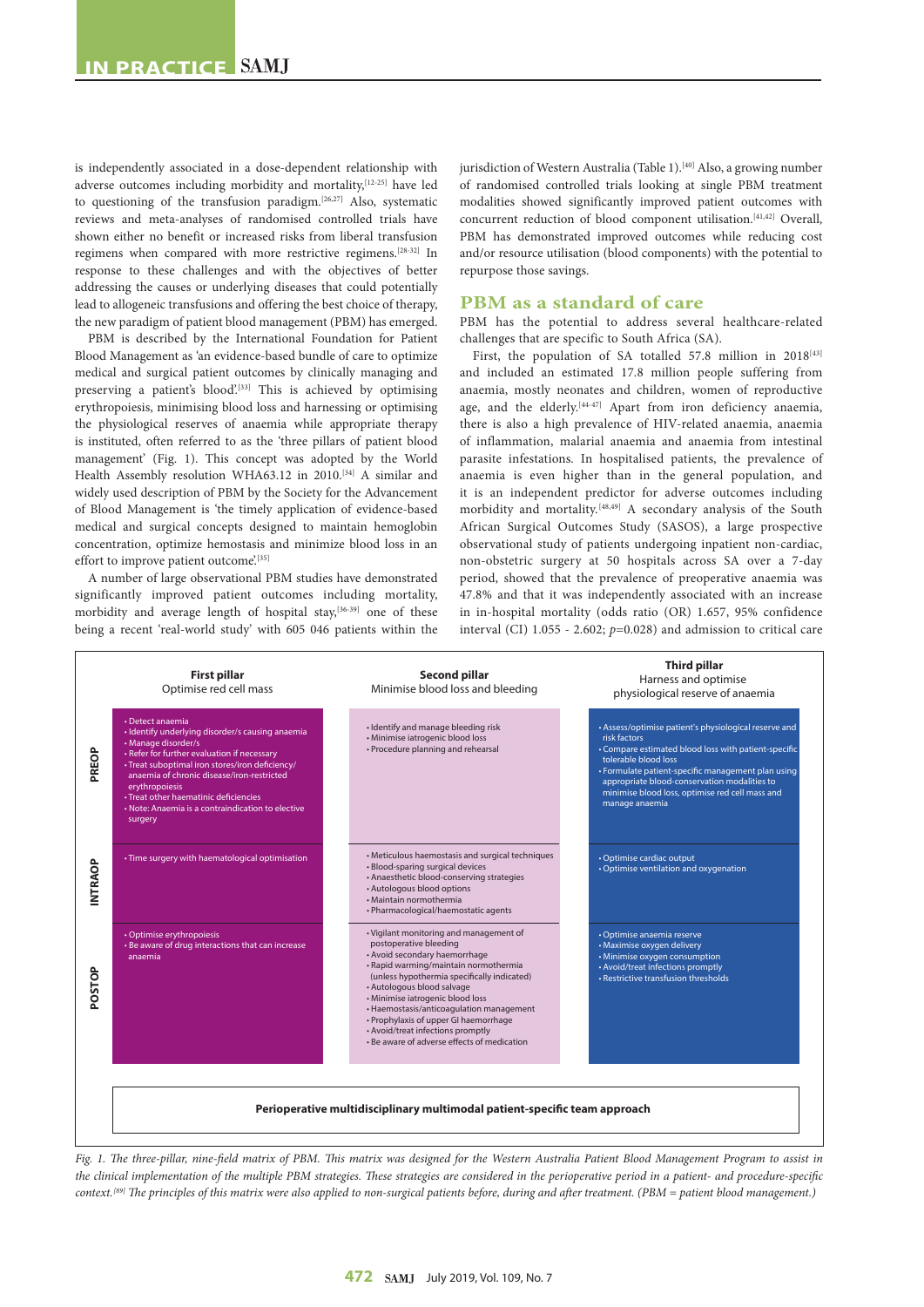is independently associated in a dose-dependent relationship with adverse outcomes including morbidity and mortality,[12-25] have led to questioning of the transfusion paradigm.[26,27] Also, systematic reviews and meta-analyses of randomised controlled trials have shown either no benefit or increased risks from liberal transfusion regimens when compared with more restrictive regimens.[28-32] In response to these challenges and with the objectives of better addressing the causes or underlying diseases that could potentially lead to allogeneic transfusions and offering the best choice of therapy, the new paradigm of patient blood management (PBM) has emerged.

PBM is described by the International Foundation for Patient Blood Management as 'an evidence-based bundle of care to optimize medical and surgical patient outcomes by clinically managing and preserving a patient's blood'.[33] This is achieved by optimising erythropoiesis, minimising blood loss and harnessing or optimising the physiological reserves of anaemia while appropriate therapy is instituted, often referred to as the 'three pillars of patient blood management' (Fig. 1). This concept was adopted by the World Health Assembly resolution WHA63.12 in 2010.[34] A similar and widely used description of PBM by the Society for the Advancement of Blood Management is 'the timely application of evidence-based medical and surgical concepts designed to maintain hemoglobin concentration, optimize hemostasis and minimize blood loss in an effort to improve patient outcome'.[35]

A number of large observational PBM studies have demonstrated significantly improved patient outcomes including mortality, morbidity and average length of hospital stay,[36-39] one of these being a recent 'real-world study' with 605 046 patients within the jurisdiction of Western Australia (Table 1).[40] Also, a growing number of randomised controlled trials looking at single PBM treatment modalities showed significantly improved patient outcomes with concurrent reduction of blood component utilisation.[41,42] Overall, PBM has demonstrated improved outcomes while reducing cost and/or resource utilisation (blood components) with the potential to repurpose those savings.

## PBM as a standard of care

PBM has the potential to address several healthcare-related challenges that are specific to South Africa (SA).

First, the population of SA totalled 57.8 million in 2018[43] and included an estimated 17.8 million people suffering from anaemia, mostly neonates and children, women of reproductive age, and the elderly.[44-47] Apart from iron deficiency anaemia, there is also a high prevalence of HIV-related anaemia, anaemia of inflammation, malarial anaemia and anaemia from intestinal parasite infestations. In hospitalised patients, the prevalence of anaemia is even higher than in the general population, and it is an independent predictor for adverse outcomes including morbidity and mortality.[48,49] A secondary analysis of the South African Surgical Outcomes Study (SASOS), a large prospective observational study of patients undergoing inpatient non-cardiac, non-obstetric surgery at 50 hospitals across SA over a 7-day period, showed that the prevalence of preoperative anaemia was 47.8% and that it was independently associated with an increase in in-hospital mortality (odds ratio (OR) 1.657, 95% confidence interval (CI) 1.055 - 2.602; $p$=0.028) and admission to critical care

| | First pillar<br>Optimise red cell mass | Second pillar<br>Minimise blood loss and bleeding | Third pillar<br>Harness and optimise physiological reserve of anaemia |
|---|---|---|---|
| PREOP | • Detect anaemia<br>• Identify underlying disorder/s causing anaemia<br>• Manage disorder/s<br>• Refer for further evaluation if necessary<br>• Treat suboptimal iron stores/iron deficiency/ anaemia of chronic disease/iron-restricted erythropoiesis<br>• Treat other haematinic deficiencies<br>• Note: Anaemia is a contraindication to elective surgery | • Identify and manage bleeding risk<br>• Minimise iatrogenic blood loss<br>• Procedure planning and rehearsal | • Assess/optimise patient's physiological reserve and risk factors<br>• Compare estimated blood loss with patient-specific tolerable blood loss<br>• Formulate patient-specific management plan using appropriate blood-conservation modalities to minimise blood loss, optimise red cell mass and manage anaemia |
| INTRAOP | • Time surgery with haematological optimisation | • Meticulous haemostasis and surgical techniques<br>• Blood-sparing surgical devices<br>• Anaesthetic blood-conserving strategies<br>• Autologous blood options<br>• Maintain normothermia<br>• Pharmacological/haemostatic agents | • Optimise cardiac output<br>• Optimise ventilation and oxygenation |
| POSTOP | • Optimise erythropoiesis<br>• Be aware of drug interactions that can increase anaemia | • Vigilant monitoring and management of postoperative bleeding<br>• Avoid secondary haemorrhage<br>• Rapid warming/maintain normothermia (unless hypothermia specifically indicated)<br>• Autologous blood salvage<br>• Minimise iatrogenic blood loss<br>• Haemostasis/anticoagulation management<br>• Prophylaxis of upper GI haemorrhage<br>• Avoid/treat infections promptly<br>• Be aware of adverse effects of medication | • Optimise anaemia reserve<br>• Maximise oxygen delivery<br>• Minimise oxygen consumption<br>• Avoid/treat infections promptly<br>• Restrictive transfusion thresholds |

**Perioperative multidisciplinary multimodal patient-specific team approach**

*Fig. 1. The three-pillar, nine-field matrix of PBM. This matrix was designed for the Western Australia Patient Blood Management Program to assist in the clinical implementation of the multiple PBM strategies. These strategies are considered in the perioperative period in a patient- and procedure-specific context.[89] The principles of this matrix were also applied to non-surgical patients before, during and after treatment. (PBM = patient blood management.)*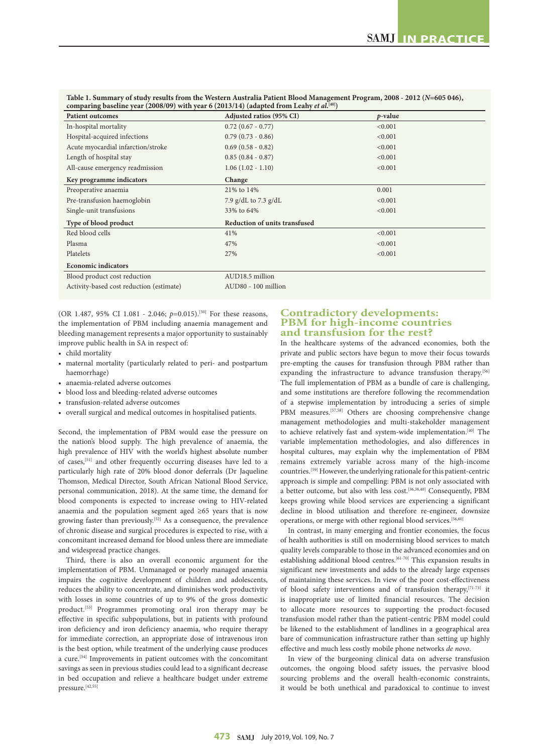**Table 1. Summary of study results from the Western Australia Patient Blood Management Program, 2008 - 2012 ($N$=605 046), comparing baseline year (2008/09) with year 6 (2013/14) (adapted from Leahy *et al.*[40])**

| Patient outcomes | Adjusted ratios (95% CI) | *p*-value |
|---|---|---|
| In-hospital mortality | 0.72 (0.67 - 0.77) | <0.001 |
| Hospital-acquired infections | 0.79 (0.73 - 0.86) | <0.001 |
| Acute myocardial infarction/stroke | 0.69 (0.58 - 0.82) | <0.001 |
| Length of hospital stay | 0.85 (0.84 - 0.87) | <0.001 |
| All-cause emergency readmission | 1.06 (1.02 - 1.10) | <0.001 |
| **Key programme indicators** | **Change** | |
| Preoperative anaemia | 21% to 14% | 0.001 |
| Pre-transfusion haemoglobin | 7.9 g/dL to 7.3 g/dL | <0.001 |
| Single-unit transfusions | 33% to 64% | <0.001 |
| **Type of blood product** | **Reduction of units transfused** | |
| Red blood cells | 41% | <0.001 |
| Plasma | 47% | <0.001 |
| Platelets | 27% | <0.001 |
| **Economic indicators** | | |
| Blood product cost reduction | AUD18.5 million | |
| Activity-based cost reduction (estimate) | AUD80 - 100 million | |

(OR 1.487, 95% CI 1.081 - 2.046; $p$=0.015).[50] For these reasons, the implementation of PBM including anaemia management and bleeding management represents a major opportunity to sustainably improve public health in SA in respect of:

- child mortality
- maternal mortality (particularly related to peri- and postpartum haemorrhage)
- anaemia-related adverse outcomes
- blood loss and bleeding-related adverse outcomes
- transfusion-related adverse outcomes
- overall surgical and medical outcomes in hospitalised patients.

Second, the implementation of PBM would ease the pressure on the nation's blood supply. The high prevalence of anaemia, the high prevalence of HIV with the world's highest absolute number of cases,[51] and other frequently occurring diseases have led to a particularly high rate of 20% blood donor deferrals (Dr Jaqueline Thomson, Medical Director, South African National Blood Service, personal communication, 2018). At the same time, the demand for blood components is expected to increase owing to HIV-related anaemia and the population segment aged ≥65 years that is now growing faster than previously.[52] As a consequence, the prevalence of chronic disease and surgical procedures is expected to rise, with a concomitant increased demand for blood unless there are immediate and widespread practice changes.

Third, there is also an overall economic argument for the implementation of PBM. Unmanaged or poorly managed anaemia impairs the cognitive development of children and adolescents, reduces the ability to concentrate, and diminishes work productivity with losses in some countries of up to 9% of the gross domestic product.[53] Programmes promoting oral iron therapy may be effective in specific subpopulations, but in patients with profound iron deficiency and iron deficiency anaemia, who require therapy for immediate correction, an appropriate dose of intravenous iron is the best option, while treatment of the underlying cause produces a cure.[54] Improvements in patient outcomes with the concomitant savings as seen in previous studies could lead to a significant decrease in bed occupation and relieve a healthcare budget under extreme pressure.[42,55]

## Contradictory developments: PBM for high-income countries and transfusion for the rest?

In the healthcare systems of the advanced economies, both the private and public sectors have begun to move their focus towards pre-empting the causes for transfusion through PBM rather than expanding the infrastructure to advance transfusion therapy.[56] The full implementation of PBM as a bundle of care is challenging, and some institutions are therefore following the recommendation of a stepwise implementation by introducing a series of simple PBM measures.[57,58] Others are choosing comprehensive change management methodologies and multi-stakeholder management to achieve relatively fast and system-wide implementation.[40] The variable implementation methodologies, and also differences in hospital cultures, may explain why the implementation of PBM remains extremely variable across many of the high-income countries.[59] However, the underlying rationale for this patient-centric approach is simple and compelling: PBM is not only associated with a better outcome, but also with less cost.[36,38,40] Consequently, PBM keeps growing while blood services are experiencing a significant decline in blood utilisation and therefore re-engineer, downsize operations, or merge with other regional blood services.[56,60]

In contrast, in many emerging and frontier economies, the focus of health authorities is still on modernising blood services to match quality levels comparable to those in the advanced economies and on establishing additional blood centres.[61-70] This expansion results in significant new investments and adds to the already large expenses of maintaining these services. In view of the poor cost-effectiveness of blood safety interventions and of transfusion therapy,[71-73] it is inappropriate use of limited financial resources. The decision to allocate more resources to supporting the product-focused transfusion model rather than the patient-centric PBM model could be likened to the establishment of landlines in a geographical area bare of communication infrastructure rather than setting up highly effective and much less costly mobile phone networks *de novo*.

In view of the burgeoning clinical data on adverse transfusion outcomes, the ongoing blood safety issues, the pervasive blood sourcing problems and the overall health-economic constraints, it would be both unethical and paradoxical to continue to invest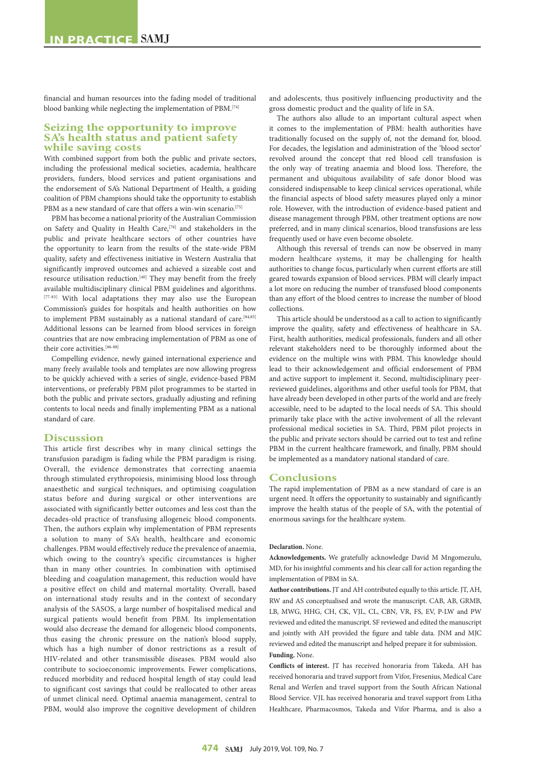financial and human resources into the fading model of traditional blood banking while neglecting the implementation of PBM.[74]

## Seizing the opportunity to improve SA's health status and patient safety while saving costs

With combined support from both the public and private sectors, including the professional medical societies, academia, healthcare providers, funders, blood services and patient organisations and the endorsement of SA's National Department of Health, a guiding coalition of PBM champions should take the opportunity to establish PBM as a new standard of care that offers a win-win scenario.[75]

PBM has become a national priority of the Australian Commission on Safety and Quality in Health Care,[76] and stakeholders in the public and private healthcare sectors of other countries have the opportunity to learn from the results of the state-wide PBM quality, safety and effectiveness initiative in Western Australia that significantly improved outcomes and achieved a sizeable cost and resource utilisation reduction.[40] They may benefit from the freely available multidisciplinary clinical PBM guidelines and algorithms.[77-83] With local adaptations they may also use the European Commission's guides for hospitals and health authorities on how to implement PBM sustainably as a national standard of care.[84,85] Additional lessons can be learned from blood services in foreign countries that are now embracing implementation of PBM as one of their core activities.[86-88]

Compelling evidence, newly gained international experience and many freely available tools and templates are now allowing progress to be quickly achieved with a series of single, evidence-based PBM interventions, or preferably PBM pilot programmes to be started in both the public and private sectors, gradually adjusting and refining contents to local needs and finally implementing PBM as a national standard of care.

## Discussion

This article first describes why in many clinical settings the transfusion paradigm is fading while the PBM paradigm is rising. Overall, the evidence demonstrates that correcting anaemia through stimulated erythropoiesis, minimising blood loss through anaesthetic and surgical techniques, and optimising coagulation status before and during surgical or other interventions are associated with significantly better outcomes and less cost than the decades-old practice of transfusing allogeneic blood components. Then, the authors explain why implementation of PBM represents a solution to many of SA's health, healthcare and economic challenges. PBM would effectively reduce the prevalence of anaemia, which owing to the country's specific circumstances is higher than in many other countries. In combination with optimised bleeding and coagulation management, this reduction would have a positive effect on child and maternal mortality. Overall, based on international study results and in the context of secondary analysis of the SASOS, a large number of hospitalised medical and surgical patients would benefit from PBM. Its implementation would also decrease the demand for allogeneic blood components, thus easing the chronic pressure on the nation's blood supply, which has a high number of donor restrictions as a result of HIV-related and other transmissible diseases. PBM would also contribute to socioeconomic improvements. Fewer complications, reduced morbidity and reduced hospital length of stay could lead to significant cost savings that could be reallocated to other areas of unmet clinical need. Optimal anaemia management, central to PBM, would also improve the cognitive development of children and adolescents, thus positively influencing productivity and the gross domestic product and the quality of life in SA.

The authors also allude to an important cultural aspect when it comes to the implementation of PBM: health authorities have traditionally focused on the supply of, not the demand for, blood. For decades, the legislation and administration of the 'blood sector' revolved around the concept that red blood cell transfusion is the only way of treating anaemia and blood loss. Therefore, the permanent and ubiquitous availability of safe donor blood was considered indispensable to keep clinical services operational, while the financial aspects of blood safety measures played only a minor role. However, with the introduction of evidence-based patient and disease management through PBM, other treatment options are now preferred, and in many clinical scenarios, blood transfusions are less frequently used or have even become obsolete.

Although this reversal of trends can now be observed in many modern healthcare systems, it may be challenging for health authorities to change focus, particularly when current efforts are still geared towards expansion of blood services. PBM will clearly impact a lot more on reducing the number of transfused blood components than any effort of the blood centres to increase the number of blood collections.

This article should be understood as a call to action to significantly improve the quality, safety and effectiveness of healthcare in SA. First, health authorities, medical professionals, funders and all other relevant stakeholders need to be thoroughly informed about the evidence on the multiple wins with PBM. This knowledge should lead to their acknowledgement and official endorsement of PBM and active support to implement it. Second, multidisciplinary peer-reviewed guidelines, algorithms and other useful tools for PBM, that have already been developed in other parts of the world and are freely accessible, need to be adapted to the local needs of SA. This should primarily take place with the active involvement of all the relevant professional medical societies in SA. Third, PBM pilot projects in the public and private sectors should be carried out to test and refine PBM in the current healthcare framework, and finally, PBM should be implemented as a mandatory national standard of care.

## Conclusions

The rapid implementation of PBM as a new standard of care is an urgent need. It offers the opportunity to sustainably and significantly improve the health status of the people of SA, with the potential of enormous savings for the healthcare system.

**Declaration.** None.

**Acknowledgements.** We gratefully acknowledge David M Mngomezulu, MD, for his insightful comments and his clear call for action regarding the implementation of PBM in SA.

**Author contributions.** JT and AH contributed equally to this article. JT, AH, RW and AS conceptualised and wrote the manuscript. CAB, AB, GRMB, LB, MWG, HHG, CH, CK, VJL, CL, CBN, VR, FS, EV, P-LW and PW reviewed and edited the manuscript. SF reviewed and edited the manuscript and jointly with AH provided the figure and table data. JNM and MJC reviewed and edited the manuscript and helped prepare it for submission.

**Funding.** None.

**Conflicts of interest.** JT has received honoraria from Takeda. AH has received honoraria and travel support from Vifor, Fresenius, Medical Care Renal and Werfen and travel support from the South African National Blood Service. VJL has received honoraria and travel support from Litha Healthcare, Pharmacosmos, Takeda and Vifor Pharma, and is also a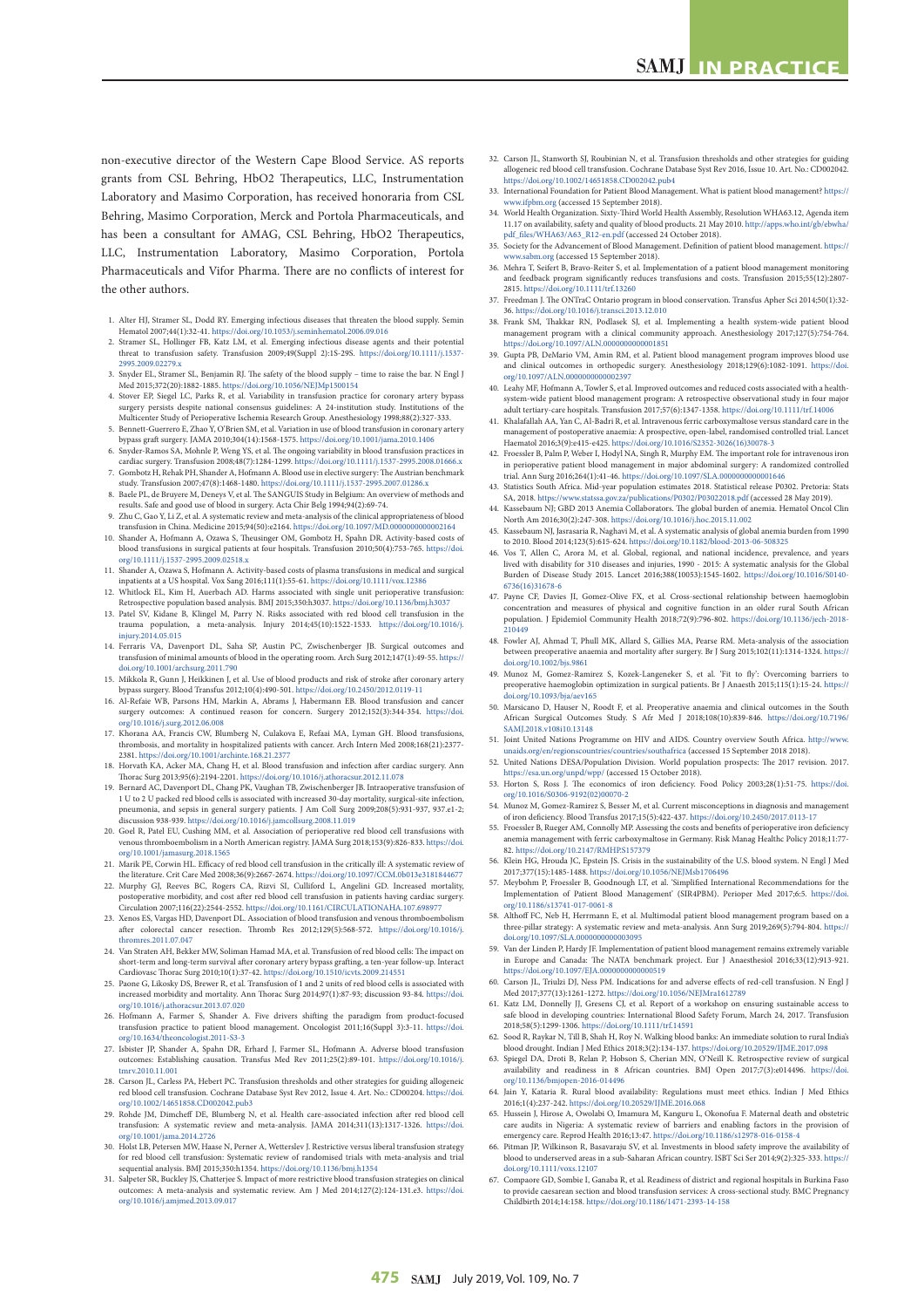non-executive director of the Western Cape Blood Service. AS reports grants from CSL Behring, HbO2 Therapeutics, LLC, Instrumentation Laboratory and Masimo Corporation, has received honoraria from CSL Behring, Masimo Corporation, Merck and Portola Pharmaceuticals, and has been a consultant for AMAG, CSL Behring, HbO2 Therapeutics, LLC, Instrumentation Laboratory, Masimo Corporation, Portola Pharmaceuticals and Vifor Pharma. There are no conflicts of interest for the other authors.

1. Alter HJ, Stramer SL, Dodd RY. Emerging infectious diseases that threaten the blood supply. Semin Hematol 2007;44(1):32-41. https://doi.org/10.1053/j.seminhematol.2006.09.016
2. Stramer SL, Hollinger FB, Katz LM, et al. Emerging infectious disease agents and their potential threat to transfusion safety. Transfusion 2009;49(Suppl 2):1S-29S. https://doi.org/10.1111/j.1537-2995.2009.02279.x
3. Snyder EL, Stramer SL, Benjamin RJ. The safety of the blood supply – time to raise the bar. N Engl J Med 2015;372(20):1882-1885. https://doi.org/10.1056/NEJMp1500154
4. Stover EP, Siegel LC, Parks R, et al. Variability in transfusion practice for coronary artery bypass surgery persists despite national consensus guidelines: A 24-institution study. Institutions of the Multicenter Study of Perioperative Ischemia Research Group. Anesthesiology 1998;88(2):327-333.
5. Bennett-Guerrero E, Zhao Y, O'Brien SM, et al. Variation in use of blood transfusion in coronary artery bypass graft surgery. JAMA 2010;304(14):1568-1575. https://doi.org/10.1001/jama.2010.1406
6. Snyder-Ramos SA, Mohnle P, Weng YS, et al. The ongoing variability in blood transfusion practices in cardiac surgery. Transfusion 2008;48(7):1284-1299. https://doi.org/10.1111/j.1537-2995.2008.01666.x
7. Gombotz H, Rehak PH, Shander A, Hofmann A. Blood use in elective surgery: The Austrian benchmark study. Transfusion 2007;47(8):1468-1480. https://doi.org/10.1111/j.1537-2995.2007.01286.x
8. Baele PL, de Bruyere M, Deneys V, et al. The SANGUIS Study in Belgium: An overview of methods and results. Safe and good use of blood in surgery. Acta Chir Belg 1994;94(2):69-74.
9. Zhu C, Gao Y, Li Z, et al. A systematic review and meta-analysis of the clinical appropriateness of blood transfusion in China. Medicine 2015;94(50):e2164. https://doi.org/10.1097/MD.0000000000002164
10. Shander A, Hofmann A, Ozawa S, Theusinger OM, Gombotz H, Spahn DR. Activity-based costs of blood transfusions in surgical patients at four hospitals. Transfusion 2010;50(4):753-765. https://doi.org/10.1111/j.1537-2995.2009.02518.x
11. Shander A, Ozawa S, Hofmann A. Activity-based costs of plasma transfusions in medical and surgical inpatients at a US hospital. Vox Sang 2016;111(1):55-61. https://doi.org/10.1111/vox.12386
12. Whitlock EL, Kim H, Auerbach AD. Harms associated with single unit perioperative transfusion: Retrospective population based analysis. BMJ 2015;350:h3037. https://doi.org/10.1136/bmj.h3037
13. Patel SV, Kidane B, Klingel M, Parry N. Risks associated with red blood cell transfusion in the trauma population, a meta-analysis. Injury 2014;45(10):1522-1533. https://doi.org/10.1016/j.injury.2014.05.015
14. Ferraris VA, Davenport DL, Saha SP, Austin PC, Zwischenberger JB. Surgical outcomes and transfusion of minimal amounts of blood in the operating room. Arch Surg 2012;147(1):49-55. https://doi.org/10.1001/archsurg.2011.790
15. Mikkola R, Gunn J, Heikkinen J, et al. Use of blood products and risk of stroke after coronary artery bypass surgery. Blood Transfus 2012;10(4):490-501. https://doi.org/10.2450/2012.0119-11
16. Al-Refaie WB, Parsons HM, Markin A, Abrams J, Habermann EB. Blood transfusion and cancer surgery outcomes: A continued reason for concern. Surgery 2012;152(3):344-354. https://doi.org/10.1016/j.surg.2012.06.008
17. Khorana AA, Francis CW, Blumberg N, Culakova E, Refaai MA, Lyman GH. Blood transfusions, thrombosis, and mortality in hospitalized patients with cancer. Arch Intern Med 2008;168(21):2377-2381. https://doi.org/10.1001/archinte.168.21.2377
18. Horvath KA, Acker MA, Chang H, et al. Blood transfusion and infection after cardiac surgery. Ann Thorac Surg 2013;95(6):2194-2201. https://doi.org/10.1016/j.athoracsur.2012.11.078
19. Bernard AC, Davenport DL, Chang PK, Vaughan TB, Zwischenberger JB. Intraoperative transfusion of 1 U to 2 U packed red blood cells is associated with increased 30-day mortality, surgical-site infection, pneumonia, and sepsis in general surgery patients. J Am Coll Surg 2009;208(5):931-937, 937.e1-2; discussion 938-939. https://doi.org/10.1016/j.jamcollsurg.2008.11.019
20. Goel R, Patel EU, Cushing MM, et al. Association of perioperative red blood cell transfusions with venous thromboembolism in a North American registry. JAMA Surg 2018;153(9):826-833. https://doi.org/10.1001/jamasurg.2018.1565
21. Marik PE, Corwin HL. Efficacy of red blood cell transfusion in the critically ill: A systematic review of the literature. Crit Care Med 2008;36(9):2667-2674. https://doi.org/10.1097/CCM.0b013e3181844677
22. Murphy GJ, Reeves BC, Rogers CA, Rizvi SI, Culliford L, Angelini GD. Increased mortality, postoperative morbidity, and cost after red blood cell transfusion in patients having cardiac surgery. Circulation 2007;116(22):2544-2552. https://doi.org/10.1161/CIRCULATIONAHA.107.698977
23. Xenos ES, Vargas HD, Davenport DL. Association of blood transfusion and venous thromboembolism after colorectal cancer resection. Thromb Res 2012;129(5):568-572. https://doi.org/10.1016/j.thromres.2011.07.047
24. Van Straten AH, Bekker MW, Soliman Hamad MA, et al. Transfusion of red blood cells: The impact on short-term and long-term survival after coronary artery bypass grafting, a ten-year follow-up. Interact Cardiovasc Thorac Surg 2010;10(1):37-42. https://doi.org/10.1510/icvts.2009.214551
25. Paone G, Likosky DS, Brewer R, et al. Transfusion of 1 and 2 units of red blood cells is associated with increased morbidity and mortality. Ann Thorac Surg 2014;97(1):87-93; discussion 93-84. https://doi.org/10.1016/j.athoracsur.2013.07.020
26. Hofmann A, Farmer S, Shander A. Five drivers shifting the paradigm from product-focused transfusion practice to patient blood management. Oncologist 2011;16(Suppl 3):3-11. https://doi.org/10.1634/theoncologist.2011-S3-3
27. Isbister JP, Shander A, Spahn DR, Erhard J, Farmer SL, Hofmann A. Adverse blood transfusion outcomes: Establishing causation. Transfus Med Rev 2011;25(2):89-101. https://doi.org/10.1016/j.tmrv.2010.11.001
28. Carson JL, Carless PA, Hebert PC. Transfusion thresholds and other strategies for guiding allogeneic red blood cell transfusion. Cochrane Database Syst Rev 2012, Issue 4. Art. No.: CD000204. https://doi.org/10.1002/14651858.CD002042.pub3
29. Rohde JM, Dimcheff DE, Blumberg N, et al. Health care-associated infection after red blood cell transfusion: A systematic review and meta-analysis. JAMA 2014;311(13):1317-1326. https://doi.org/10.1001/jama.2014.2726
30. Holst LB, Petersen MW, Haase N, Perner A, Wetterslev J. Restrictive versus liberal transfusion strategy for red blood cell transfusion: Systematic review of randomised trials with meta-analysis and trial sequential analysis. BMJ 2015;350:h1354. https://doi.org/10.1136/bmj.h1354
31. Salpeter SR, Buckley JS, Chatterjee S. Impact of more restrictive blood transfusion strategies on clinical outcomes: A meta-analysis and systematic review. Am J Med 2014;127(2):124-131.e3. https://doi.org/10.1016/j.amjmed.2013.09.017
32. Carson JL, Stanworth SJ, Roubinian N, et al. Transfusion thresholds and other strategies for guiding allogeneic red blood cell transfusion. Cochrane Database Syst Rev 2016, Issue 10. Art. No.: CD002042. https://doi.org/10.1002/14651858.CD002042.pub4
33. International Foundation for Patient Blood Management. What is patient blood management? https://www.ifpbm.org (accessed 15 September 2018).
34. World Health Organization. Sixty-Third World Health Assembly, Resolution WHA63.12, Agenda item 11.17 on availability, safety and quality of blood products. 21 May 2010. http://apps.who.int/gb/ebwha/pdf_files/WHA63/A63_R12-en.pdf (accessed 24 October 2018).
35. Society for the Advancement of Blood Management. Definition of patient blood management. https://www.sabm.org (accessed 15 September 2018).
36. Mehra T, Seifert B, Bravo-Reiter S, et al. Implementation of a patient blood management monitoring and feedback program significantly reduces transfusions and costs. Transfusion 2015;55(12):2807-2815. https://doi.org/10.1111/trf.13260
37. Freedman J. The ONTraC Ontario program in blood conservation. Transfus Apher Sci 2014;50(1):32-36. https://doi.org/10.1016/j.transci.2013.12.010
38. Frank SM, Thakkar RN, Podlasek SJ, et al. Implementing a health system-wide patient blood management program with a clinical community approach. Anesthesiology 2017;127(5):754-764. https://doi.org/10.1097/ALN.0000000000001851
39. Gupta PB, DeMario VM, Amin RM, et al. Patient blood management program improves blood use and clinical outcomes in orthopedic surgery. Anesthesiology 2018;129(6):1082-1091. https://doi.org/10.1097/ALN.0000000000002397
40. Leahy MF, Hofmann A, Towler S, et al. Improved outcomes and reduced costs associated with a health-system-wide patient blood management program: A retrospective observational study in four major adult tertiary-care hospitals. Transfusion 2017;57(6):1347-1358. https://doi.org/10.1111/trf.14006
41. Khalafallah AA, Yan C, Al-Badri R, et al. Intravenous ferric carboxymaltose versus standard care in the management of postoperative anaemia: A prospective, open-label, randomised controlled trial. Lancet Haematol 2016;3(9):e415-e425. https://doi.org/10.1016/S2352-3026(16)30078-3
42. Froessler B, Palm P, Weber I, Hodyl NA, Singh R, Murphy EM. The important role for intravenous iron in perioperative patient blood management in major abdominal surgery: A randomized controlled trial. Ann Surg 2016;264(1):41-46. https://doi.org/10.1097/SLA.0000000000001646
43. Statistics South Africa. Mid-year population estimates 2018. Statistical release P0302. Pretoria: Stats SA, 2018. https://www.statssa.gov.za/publications/P0302/P03022018.pdf (accessed 28 May 2019).
44. Kassebaum NJ; GBD 2013 Anemia Collaborators. The global burden of anemia. Hematol Oncol Clin North Am 2016;30(2):247-308. https://doi.org/10.1016/j.hoc.2015.11.002
45. Kassebaum NJ, Jasrasaria R, Naghavi M, et al. A systematic analysis of global anemia burden from 1990 to 2010. Blood 2014;123(5):615-624. https://doi.org/10.1182/blood-2013-06-508325
46. Vos T, Allen C, Arora M, et al. Global, regional, and national incidence, prevalence, and years lived with disability for 310 diseases and injuries, 1990 - 2015: A systematic analysis for the Global Burden of Disease Study 2015. Lancet 2016;388(10053):1545-1602. https://doi.org/10.1016/S0140-6736(16)31678-6
47. Payne CF, Davies JI, Gomez-Olive FX, et al. Cross-sectional relationship between haemoglobin concentration and measures of physical and cognitive function in an older rural South African population. J Epidemiol Community Health 2018;72(9):796-802. https://doi.org/10.1136/jech-2018-210449
48. Fowler AJ, Ahmad T, Phull MK, Allard S, Gillies MA, Pearse RM. Meta-analysis of the association between preoperative anaemia and mortality after surgery. Br J Surg 2015;102(11):1314-1324. https://doi.org/10.1002/bjs.9861
49. Munoz M, Gomez-Ramirez S, Kozek-Langeneker S, et al. 'Fit to fly': Overcoming barriers to preoperative haemoglobin optimization in surgical patients. Br J Anaesth 2015;115(1):15-24. https://doi.org/10.1093/bja/aev165
50. Marsicano D, Hauser N, Roodt F, et al. Preoperative anaemia and clinical outcomes in the South African Surgical Outcomes Study. S Afr Med J 2018;108(10):839-846. https://doi.org/10.7196/SAMJ.2018.v108i10.13148
51. Joint United Nations Programme on HIV and AIDS. Country overview South Africa. http://www.unaids.org/en/regionscountries/countries/southafrica (accessed 15 September 2018 2018).
52. United Nations DESA/Population Division. World population prospects: The 2017 revision. 2017. https://esa.un.org/unpd/wpp/ (accessed 15 October 2018).
53. Horton S, Ross J. The economics of iron deficiency. Food Policy 2003;28(1):51-75. https://doi.org/10.1016/S0306-9192(02)00070-2
54. Munoz M, Gomez-Ramirez S, Besser M, et al. Current misconceptions in diagnosis and management of iron deficiency. Blood Transfus 2017;15(5):422-437. https://doi.org/10.2450/2017.0113-17
55. Froessler B, Rueger AM, Connolly MP. Assessing the costs and benefits of perioperative iron deficiency anemia management with ferric carboxymaltose in Germany. Risk Manag Healthc Policy 2018;11:77-82. https://doi.org/10.2147/RMHP.S157379
56. Klein HG, Hrouda JC, Epstein JS. Crisis in the sustainability of the U.S. blood system. N Engl J Med 2017;377(15):1485-1488. https://doi.org/10.1056/NEJMsb1706496
57. Meybohm P, Froessler B, Goodnough LT, et al. 'Simplified International Recommendations for the Implementation of Patient Blood Management' (SIR4PBM). Perioper Med 2017;6:5. https://doi.org/10.1186/s13741-017-0061-8
58. Althoff FC, Neb H, Herrmann E, et al. Multimodal patient blood management program based on a three-pillar strategy: A systematic review and meta-analysis. Ann Surg 2019;269(5):794-804. https://doi.org/10.1097/SLA.0000000000003095
59. Van der Linden P, Hardy JF. Implementation of patient blood management remains extremely variable in Europe and Canada: The NATA benchmark project. Eur J Anaesthesiol 2016;33(12):913-921. https://doi.org/10.1097/EJA.0000000000000519
60. Carson JL, Triulzi DJ, Ness PM. Indications for and adverse effects of red-cell transfusion. N Engl J Med 2017;377(13):1261-1272. https://doi.org/10.1056/NEJMra1612789
61. Katz LM, Donnelly JJ, Gresens CJ, et al. Report of a workshop on ensuring sustainable access to safe blood in developing countries: International Blood Safety Forum, March 24, 2017. Transfusion 2018;58(5):1299-1306. https://doi.org/10.1111/trf.14591
62. Sood R, Raykar N, Till B, Shah H, Roy N. Walking blood banks: An immediate solution to rural India's blood drought. Indian J Med Ethics 2018;3(2):134-137. https://doi.org/10.20529/IJME.2017.098
63. Spiegel DA, Droti B, Relan P, Hobson S, Cherian MN, O'Neill K. Retrospective review of surgical availability and readiness in 8 African countries. BMJ Open 2017;7(3):e014496. https://doi.org/10.1136/bmjopen-2016-014496
64. Jain Y, Kataria R. Rural blood availability: Regulations must meet ethics. Indian J Med Ethics 2016;1(4):237-242. https://doi.org/10.20529/IJME.2016.068
65. Hussein J, Hirose A, Owolabi O, Imamura M, Kanguru L, Okonofua F. Maternal death and obstetric care audits in Nigeria: A systematic review of barriers and enabling factors in the provision of emergency care. Reprod Health 2016;13:47. https://doi.org/10.1186/s12978-016-0158-4
66. Pitman JP, Wilkinson R, Basavaraju SV, et al. Investments in blood safety improve the availability of blood to underserved areas in a sub-Saharan African country. ISBT Sci Ser 2014;9(2):325-333. https://doi.org/10.1111/voxs.12107
67. Compaore GD, Sombie I, Ganaba R, et al. Readiness of district and regional hospitals in Burkina Faso to provide caesarean section and blood transfusion services: A cross-sectional study. BMC Pregnancy Childbirth 2014;14:158. https://doi.org/10.1186/1471-2393-14-158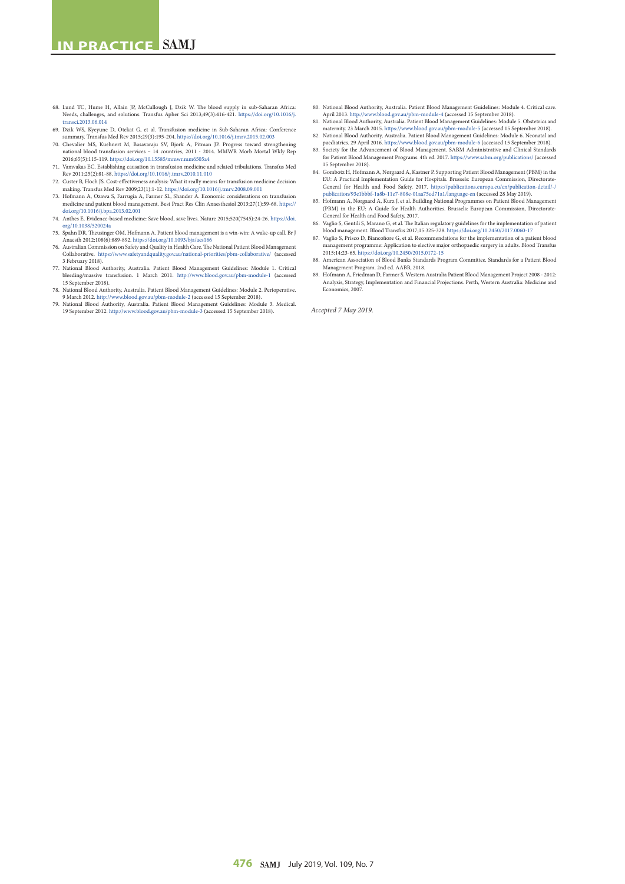68. Lund TC, Hume H, Allain JP, McCullough J, Dzik W. The blood supply in sub-Saharan Africa: Needs, challenges, and solutions. Transfus Apher Sci 2013;49(3):416-421. https://doi.org/10.1016/j.transci.2013.06.014
69. Dzik WS, Kyeyune D, Otekat G, et al. Transfusion medicine in Sub-Saharan Africa: Conference summary. Transfus Med Rev 2015;29(3):195-204. https://doi.org/10.1016/j.tmrv.2015.02.003
70. Chevalier MS, Kuehnert M, Basavaraju SV, Bjork A, Pitman JP. Progress toward strengthening national blood transfusion services – 14 countries, 2011 - 2014. MMWR Morb Mortal Wkly Rep 2016;65(5):115-119. https://doi.org/10.15585/mmwr.mm6505a4
71. Vamvakas EC. Establishing causation in transfusion medicine and related tribulations. Transfus Med Rev 2011;25(2):81-88. https://doi.org/10.1016/j.tmrv.2010.11.010
72. Custer B, Hoch JS. Cost-effectiveness analysis: What it really means for transfusion medicine decision making. Transfus Med Rev 2009;23(1):1-12. https://doi.org/10.1016/j.tmrv.2008.09.001
73. Hofmann A, Ozawa S, Farrugia A, Farmer SL, Shander A. Economic considerations on transfusion medicine and patient blood management. Best Pract Res Clin Anaesthesiol 2013;27(1):59-68. https://doi.org/10.1016/j.bpa.2013.02.001
74. Anthes E. Evidence-based medicine: Save blood, save lives. Nature 2015;520(7545):24-26. https://doi.org/10.1038/520024a
75. Spahn DR, Theusinger OM, Hofmann A. Patient blood management is a win-win: A wake-up call. Br J Anaesth 2012;108(6):889-892. https://doi.org/10.1093/bja/aes166
76. Australian Commission on Safety and Quality in Health Care. The National Patient Blood Management Collaborative. https://www.safetyandquality.gov.au/national-priorities/pbm-collaborative/ (accessed 3 February 2018).
77. National Blood Authority, Australia. Patient Blood Management Guidelines: Module 1. Critical bleeding/massive transfusion. 1 March 2011. http://www.blood.gov.au/pbm-module-1 (accessed 15 September 2018).
78. National Blood Authority, Australia. Patient Blood Management Guidelines: Module 2. Perioperative. 9 March 2012. http://www.blood.gov.au/pbm-module-2 (accessed 15 September 2018).
79. National Blood Authority, Australia. Patient Blood Management Guidelines: Module 3. Medical. 19 September 2012. http://www.blood.gov.au/pbm-module-3 (accessed 15 September 2018).
80. National Blood Authority, Australia. Patient Blood Management Guidelines: Module 4. Critical care. April 2013. http://www.blood.gov.au/pbm-module-4 (accessed 15 September 2018).
81. National Blood Authority, Australia. Patient Blood Management Guidelines: Module 5. Obstetrics and maternity. 23 March 2015. https://www.blood.gov.au/pbm-module-5 (accessed 15 September 2018).
82. National Blood Authority, Australia. Patient Blood Management Guidelines: Module 6. Neonatal and paediatrics. 29 April 2016. https://www.blood.gov.au/pbm-module-6 (accessed 15 September 2018).
83. Society for the Advancement of Blood Management. SABM Administrative and Clinical Standards for Patient Blood Management Programs. 4th ed. 2017. https://www.sabm.org/publications/ (accessed 15 September 2018).
84. Gombotz H, Hofmann A, Nørgaard A, Kastner P. Supporting Patient Blood Management (PBM) in the EU: A Practical Implementation Guide for Hospitals. Brussels: European Commission, Directorate-General for Health and Food Safety, 2017. https://publications.europa.eu/en/publication-detail/-/publication/93e1bbbf-1a8b-11e7-808e-01aa75ed71a1/language-en (accessed 28 May 2019).
85. Hofmann A, Nørgaard A, Kurz J, et al. Building National Programmes on Patient Blood Management (PBM) in the EU: A Guide for Health Authorities. Brussels: European Commission, Directorate-General for Health and Food Safety, 2017.
86. Vaglio S, Gentili S, Marano G, et al. The Italian regulatory guidelines for the implementation of patient blood management. Blood Transfus 2017;15:325-328. https://doi.org/10.2450/2017.0060-17
87. Vaglio S, Prisco D, Biancofiore G, et al. Recommendations for the implementation of a patient blood management programme: Application to elective major orthopaedic surgery in adults. Blood Transfus 2015;14:23-65. https://doi.org/10.2450/2015.0172-15
88. American Association of Blood Banks Standards Program Committee. Standards for a Patient Blood Management Program. 2nd ed. AABB, 2018.
89. Hofmann A, Friedman D, Farmer S. Western Australia Patient Blood Management Project 2008 - 2012: Analysis, Strategy, Implementation and Financial Projections. Perth, Western Australia: Medicine and Economics, 2007.

*Accepted 7 May 2019.*